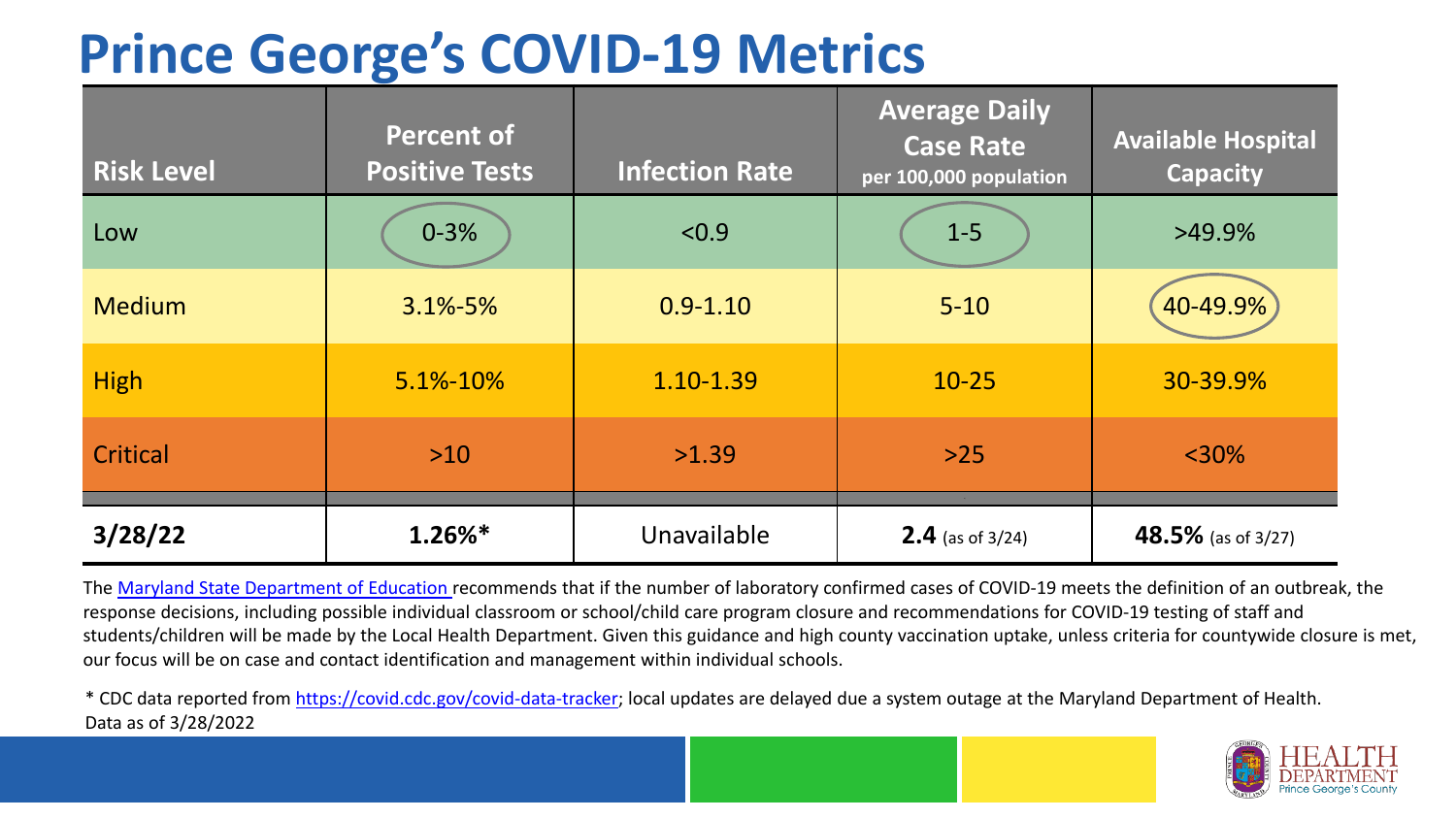# Prince George's COVID-19 Metrics

| Risk Level | Percent of Positive Tests | Infection Rate | Average Daily Case Rate per 100,000 population | Available Hospital Capacity |
|---|---|---|---|---|
| Low | 0-3% | <0.9 | 1-5 | >49.9% |
| Medium | 3.1%-5% | 0.9-1.10 | 5-10 | 40-49.9% |
| High | 5.1%-10% | 1.10-1.39 | 10-25 | 30-39.9% |
| Critical | >10 | >1.39 | >25 | <30% |
| **3/28/22** | **1.26%*** | Unavailable | **2.4** (as of 3/24) | **48.5%** (as of 3/27) |

The Maryland State Department of Education recommends that if the number of laboratory confirmed cases of COVID-19 meets the definition of an outbreak, the response decisions, including possible individual classroom or school/child care program closure and recommendations for COVID-19 testing of staff and students/children will be made by the Local Health Department. Given this guidance and high county vaccination uptake, unless criteria for countywide closure is met, our focus will be on case and contact identification and management within individual schools.

* CDC data reported from https://covid.cdc.gov/covid-data-tracker; local updates are delayed due a system outage at the Maryland Department of Health.
Data as of 3/28/2022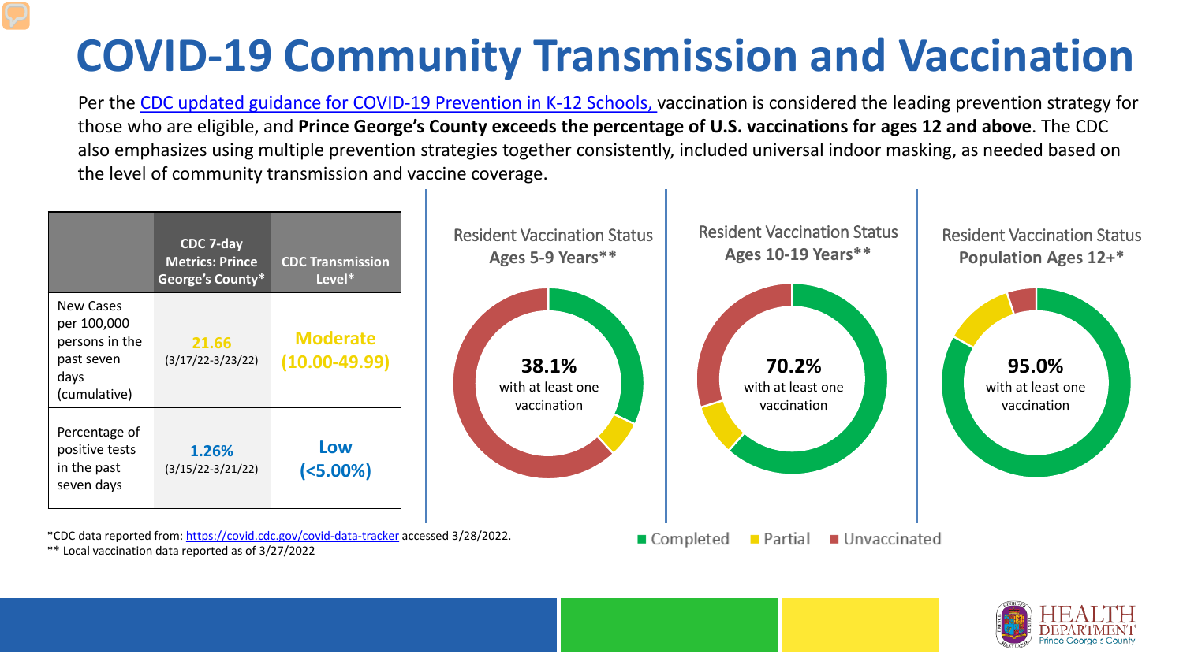# COVID-19 Community Transmission and Vaccination

Per the CDC updated guidance for COVID-19 Prevention in K-12 Schools, vaccination is considered the leading prevention strategy for those who are eligible, and **Prince George's County exceeds the percentage of U.S. vaccinations for ages 12 and above**. The CDC also emphasizes using multiple prevention strategies together consistently, included universal indoor masking, as needed based on the level of community transmission and vaccine coverage.

| | CDC 7-day Metrics: Prince George's County* | CDC Transmission Level* |
|---|---|---|
| New Cases per 100,000 persons in the past seven days (cumulative) | **21.66** (3/17/22-3/23/22) | **Moderate (10.00-49.99)** |
| Percentage of positive tests in the past seven days | **1.26%** (3/15/22-3/21/22) | **Low (<5.00%)** |

*CDC data reported from: https://covid.cdc.gov/covid-data-tracker accessed 3/28/2022.

** Local vaccination data reported as of 3/27/2022

Resident Vaccination Status
**Ages 5-9 Years****

**38.1%** with at least one vaccination

Resident Vaccination Status
**Ages 10-19 Years****

**70.2%** with at least one vaccination

Resident Vaccination Status
**Population Ages 12+***

**95.0%** with at least one vaccination

■ Completed ■ Partial ■ Unvaccinated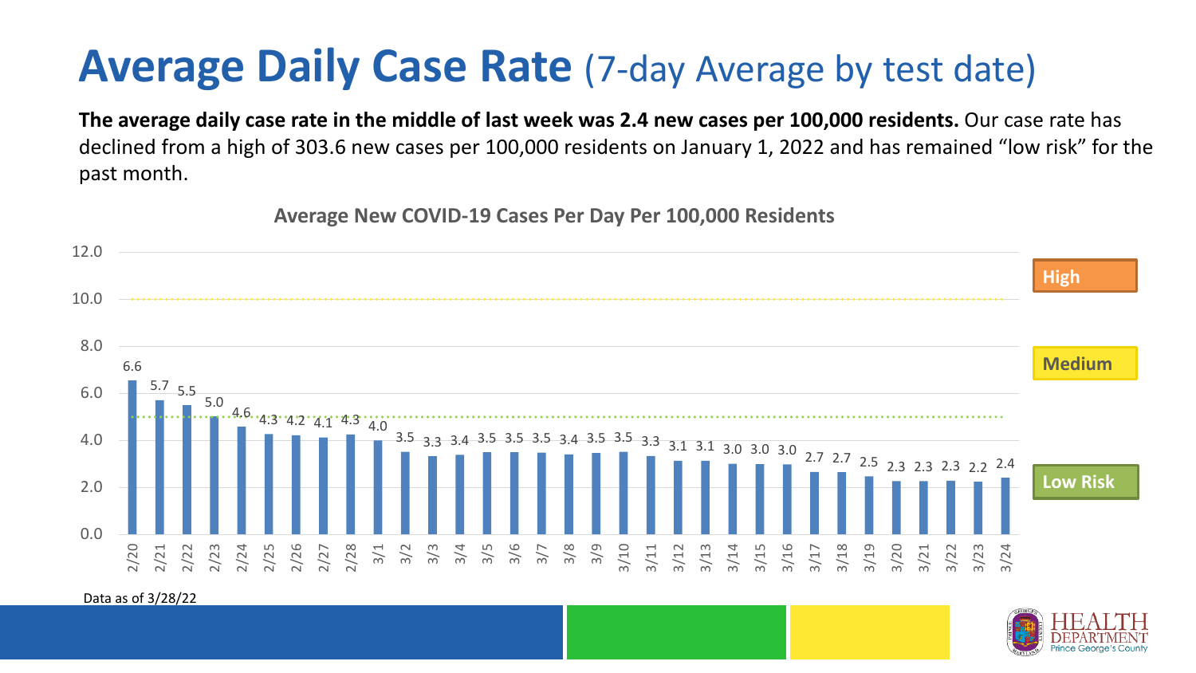# Average Daily Case Rate (7-day Average by test date)

**The average daily case rate in the middle of last week was 2.4 new cases per 100,000 residents.** Our case rate has declined from a high of 303.6 new cases per 100,000 residents on January 1, 2022 and has remained "low risk" for the past month.

**Average New COVID-19 Cases Per Day Per 100,000 Residents**

| Date | Cases per 100,000 |
|---|---|
| 2/20 | 6.6 |
| 2/21 | 5.7 |
| 2/22 | 5.5 |
| 2/23 | 5.0 |
| 2/24 | 4.6 |
| 2/25 | 4.3 |
| 2/26 | 4.2 |
| 2/27 | 4.1 |
| 2/28 | 4.3 |
| 3/1 | 4.0 |
| 3/2 | 3.5 |
| 3/3 | 3.3 |
| 3/4 | 3.4 |
| 3/5 | 3.5 |
| 3/6 | 3.5 |
| 3/7 | 3.5 |
| 3/8 | 3.4 |
| 3/9 | 3.5 |
| 3/10 | 3.5 |
| 3/11 | 3.3 |
| 3/12 | 3.1 |
| 3/13 | 3.1 |
| 3/14 | 3.0 |
| 3/15 | 3.0 |
| 3/16 | 3.0 |
| 3/17 | 2.7 |
| 3/18 | 2.7 |
| 3/19 | 2.5 |
| 3/20 | 2.3 |
| 3/21 | 2.3 |
| 3/22 | 2.3 |
| 3/23 | 2.2 |
| 3/24 | 2.4 |

Risk levels: High (above 10.0), Medium (5.0–10.0), Low Risk (below 5.0)

Data as of 3/28/22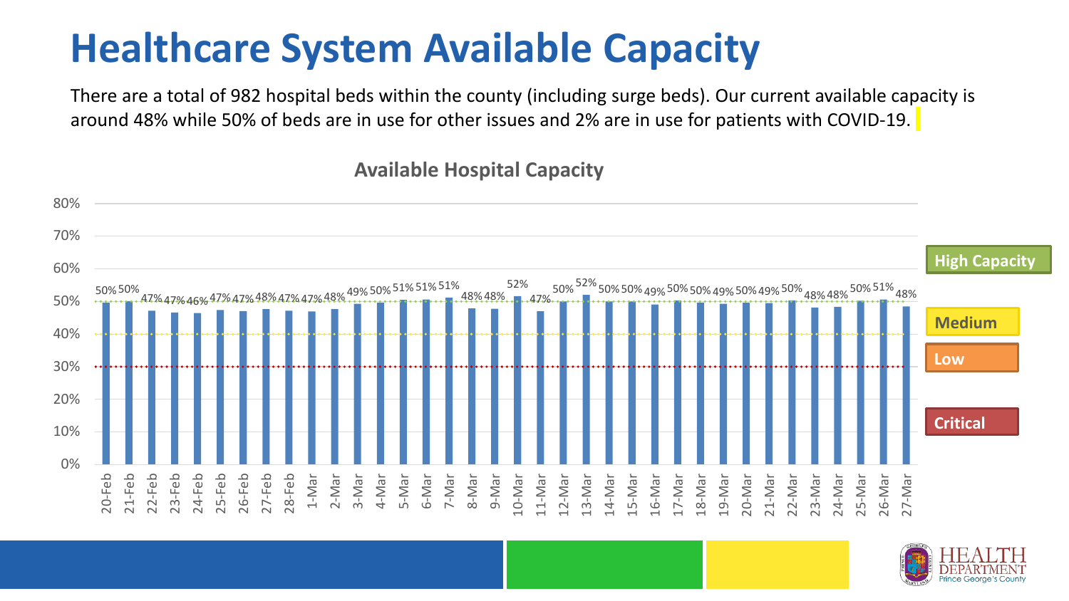# Healthcare System Available Capacity

There are a total of 982 hospital beds within the county (including surge beds). Our current available capacity is around 48% while 50% of beds are in use for other issues and 2% are in use for patients with COVID-19.

**Available Hospital Capacity**

80%
70%
60%
50%
40%
30%
20%
10%
0%

50% 50% 47% 47% 46% 47% 47% 48% 47% 47% 48% 49% 50% 51% 51% 51% 48% 48% 52% 47% 50% 52% 50% 50% 49% 50% 50% 49% 50% 49% 50% 48% 48% 50% 51% 48%

20-Feb 21-Feb 22-Feb 23-Feb 24-Feb 25-Feb 26-Feb 27-Feb 28-Feb 1-Mar 2-Mar 3-Mar 4-Mar 5-Mar 6-Mar 7-Mar 8-Mar 9-Mar 10-Mar 11-Mar 12-Mar 13-Mar 14-Mar 15-Mar 16-Mar 17-Mar 18-Mar 19-Mar 20-Mar 21-Mar 22-Mar 23-Mar 24-Mar 25-Mar 26-Mar 27-Mar

High Capacity

Medium

Low

Critical